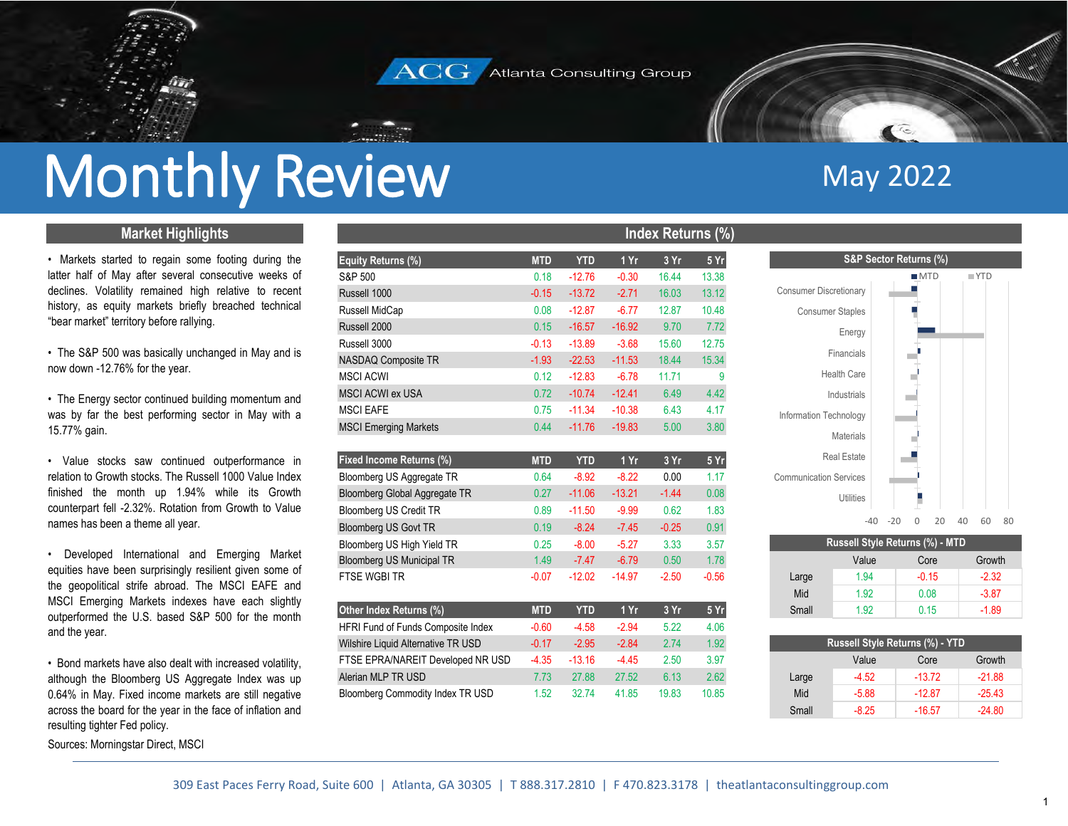ACG Atlanta Consulting Group

# Monthly Review

May 2022

## Market Highlights

- Markets started to regain some footing during the latter half of May after several consecutive weeks of declines. Volatility remained high relative to recent history, as equity markets briefly breached technical "bear market" territory before rallying.

- The S&P 500 was basically unchanged in May and is now down -12.76% for the year.

- The Energy sector continued building momentum and was by far the best performing sector in May with a 15.77% gain.

- Value stocks saw continued outperformance in relation to Growth stocks. The Russell 1000 Value Index finished the month up 1.94% while its Growth counterpart fell -2.32%. Rotation from Growth to Value names has been a theme all year.

- Developed International and Emerging Market equities have been surprisingly resilient given some of the geopolitical strife abroad. The MSCI EAFE and MSCI Emerging Markets indexes have each slightly outperformed the U.S. based S&P 500 for the month and the year.

- Bond markets have also dealt with increased volatility, although the Bloomberg US Aggregate Index was up 0.64% in May. Fixed income markets are still negative across the board for the year in the face of inflation and resulting tighter Fed policy.

Sources: Morningstar Direct, MSCI

## Index Returns (%)

| Equity Returns (%) | MTD | YTD | 1 Yr | 3 Yr | 5 Yr |
|---|---|---|---|---|---|
| S&P 500 | 0.18 | -12.76 | -0.30 | 16.44 | 13.38 |
| Russell 1000 | -0.15 | -13.72 | -2.71 | 16.03 | 13.12 |
| Russell MidCap | 0.08 | -12.87 | -6.77 | 12.87 | 10.48 |
| Russell 2000 | 0.15 | -16.57 | -16.92 | 9.70 | 7.72 |
| Russell 3000 | -0.13 | -13.89 | -3.68 | 15.60 | 12.75 |
| NASDAQ Composite TR | -1.93 | -22.53 | -11.53 | 18.44 | 15.34 |
| MSCI ACWI | 0.12 | -12.83 | -6.78 | 11.71 | 9 |
| MSCI ACWI ex USA | 0.72 | -10.74 | -12.41 | 6.49 | 4.42 |
| MSCI EAFE | 0.75 | -11.34 | -10.38 | 6.43 | 4.17 |
| MSCI Emerging Markets | 0.44 | -11.76 | -19.83 | 5.00 | 3.80 |

| Fixed Income Returns (%) | MTD | YTD | 1 Yr | 3 Yr | 5 Yr |
|---|---|---|---|---|---|
| Bloomberg US Aggregate TR | 0.64 | -8.92 | -8.22 | 0.00 | 1.17 |
| Bloomberg Global Aggregate TR | 0.27 | -11.06 | -13.21 | -1.44 | 0.08 |
| Bloomberg US Credit TR | 0.89 | -11.50 | -9.99 | 0.62 | 1.83 |
| Bloomberg US Govt TR | 0.19 | -8.24 | -7.45 | -0.25 | 0.91 |
| Bloomberg US High Yield TR | 0.25 | -8.00 | -5.27 | 3.33 | 3.57 |
| Bloomberg US Municipal TR | 1.49 | -7.47 | -6.79 | 0.50 | 1.78 |
| FTSE WGBI TR | -0.07 | -12.02 | -14.97 | -2.50 | -0.56 |

| Other Index Returns (%) | MTD | YTD | 1 Yr | 3 Yr | 5 Yr |
|---|---|---|---|---|---|
| HFRI Fund of Funds Composite Index | -0.60 | -4.58 | -2.94 | 5.22 | 4.06 |
| Wilshire Liquid Alternative TR USD | -0.17 | -2.95 | -2.84 | 2.74 | 1.92 |
| FTSE EPRA/NAREIT Developed NR USD | -4.35 | -13.16 | -4.45 | 2.50 | 3.97 |
| Alerian MLP TR USD | 7.73 | 27.88 | 27.52 | 6.13 | 2.62 |
| Bloomberg Commodity Index TR USD | 1.52 | 32.74 | 41.85 | 19.83 | 10.85 |

### S&P Sector Returns (%)

Legend: MTD, YTD

Sectors: Consumer Discretionary, Consumer Staples, Energy, Financials, Health Care, Industrials, Information Technology, Materials, Real Estate, Communication Services, Utilities

Axis: -40, -20, 0, 20, 40, 60, 80

### Russell Style Returns (%) - MTD

| | Value | Core | Growth |
|---|---|---|---|
| Large | 1.94 | -0.15 | -2.32 |
| Mid | 1.92 | 0.08 | -3.87 |
| Small | 1.92 | 0.15 | -1.89 |

### Russell Style Returns (%) - YTD

| | Value | Core | Growth |
|---|---|---|---|
| Large | -4.52 | -13.72 | -21.88 |
| Mid | -5.88 | -12.87 | -25.43 |
| Small | -8.25 | -16.57 | -24.80 |

309 East Paces Ferry Road, Suite 600 | Atlanta, GA 30305 | T 888.317.2810 | F 470.823.3178 | theatlantaconsultinggroup.com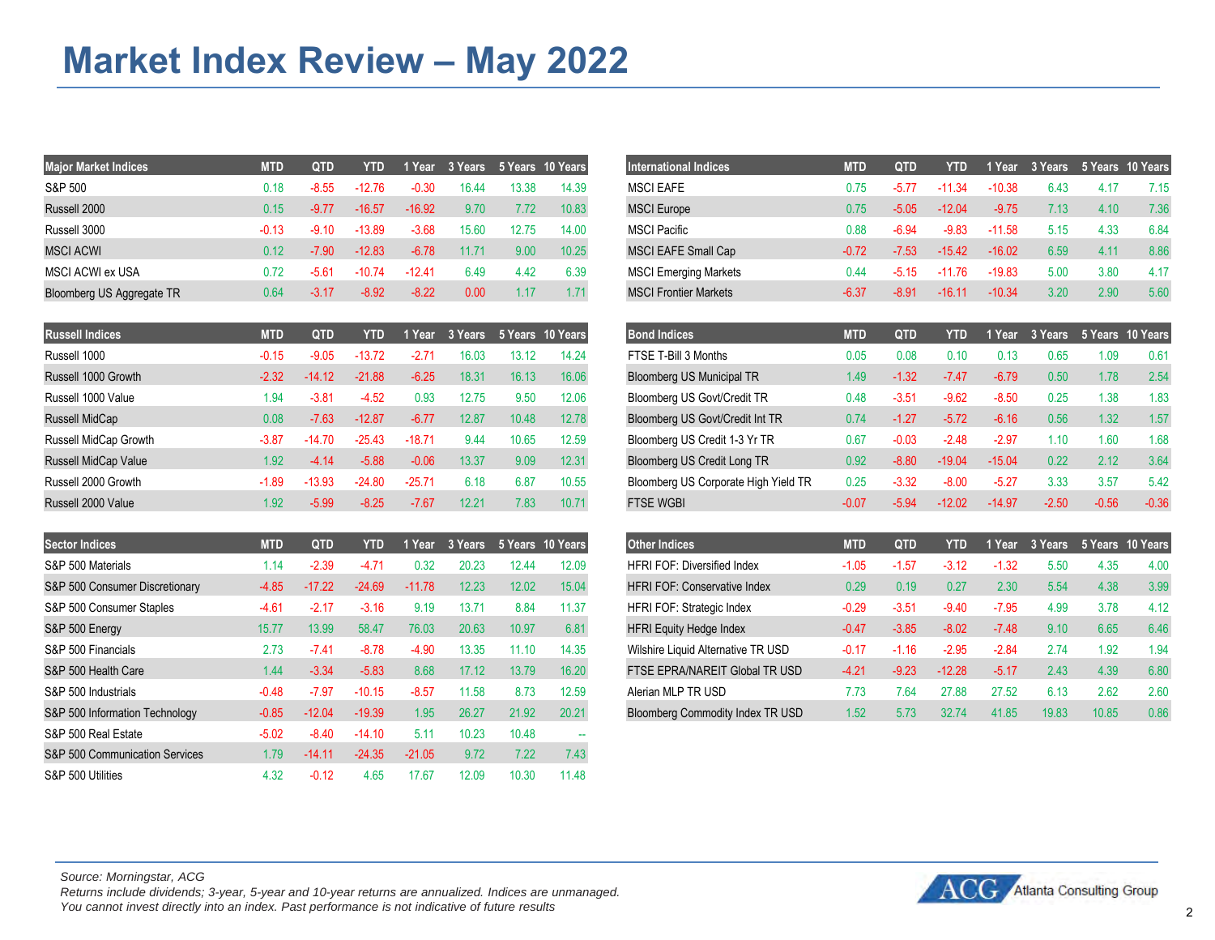# Market Index Review – May 2022

| Major Market Indices | MTD | QTD | YTD | 1 Year | 3 Years | 5 Years | 10 Years |
|---|---|---|---|---|---|---|---|
| S&P 500 | 0.18 | -8.55 | -12.76 | -0.30 | 16.44 | 13.38 | 14.39 |
| Russell 2000 | 0.15 | -9.77 | -16.57 | -16.92 | 9.70 | 7.72 | 10.83 |
| Russell 3000 | -0.13 | -9.10 | -13.89 | -3.68 | 15.60 | 12.75 | 14.00 |
| MSCI ACWI | 0.12 | -7.90 | -12.83 | -6.78 | 11.71 | 9.00 | 10.25 |
| MSCI ACWI ex USA | 0.72 | -5.61 | -10.74 | -12.41 | 6.49 | 4.42 | 6.39 |
| Bloomberg US Aggregate TR | 0.64 | -3.17 | -8.92 | -8.22 | 0.00 | 1.17 | 1.71 |

| Russell Indices | MTD | QTD | YTD | 1 Year | 3 Years | 5 Years | 10 Years |
|---|---|---|---|---|---|---|---|
| Russell 1000 | -0.15 | -9.05 | -13.72 | -2.71 | 16.03 | 13.12 | 14.24 |
| Russell 1000 Growth | -2.32 | -14.12 | -21.88 | -6.25 | 18.31 | 16.13 | 16.06 |
| Russell 1000 Value | 1.94 | -3.81 | -4.52 | 0.93 | 12.75 | 9.50 | 12.06 |
| Russell MidCap | 0.08 | -7.63 | -12.87 | -6.77 | 12.87 | 10.48 | 12.78 |
| Russell MidCap Growth | -3.87 | -14.70 | -25.43 | -18.71 | 9.44 | 10.65 | 12.59 |
| Russell MidCap Value | 1.92 | -4.14 | -5.88 | -0.06 | 13.37 | 9.09 | 12.31 |
| Russell 2000 Growth | -1.89 | -13.93 | -24.80 | -25.71 | 6.18 | 6.87 | 10.55 |
| Russell 2000 Value | 1.92 | -5.99 | -8.25 | -7.67 | 12.21 | 7.83 | 10.71 |

| Sector Indices | MTD | QTD | YTD | 1 Year | 3 Years | 5 Years | 10 Years |
|---|---|---|---|---|---|---|---|
| S&P 500 Materials | 1.14 | -2.39 | -4.71 | 0.32 | 20.23 | 12.44 | 12.09 |
| S&P 500 Consumer Discretionary | -4.85 | -17.22 | -24.69 | -11.78 | 12.23 | 12.02 | 15.04 |
| S&P 500 Consumer Staples | -4.61 | -2.17 | -3.16 | 9.19 | 13.71 | 8.84 | 11.37 |
| S&P 500 Energy | 15.77 | 13.99 | 58.47 | 76.03 | 20.63 | 10.97 | 6.81 |
| S&P 500 Financials | 2.73 | -7.41 | -8.78 | -4.90 | 13.35 | 11.10 | 14.35 |
| S&P 500 Health Care | 1.44 | -3.34 | -5.83 | 8.68 | 17.12 | 13.79 | 16.20 |
| S&P 500 Industrials | -0.48 | -7.97 | -10.15 | -8.57 | 11.58 | 8.73 | 12.59 |
| S&P 500 Information Technology | -0.85 | -12.04 | -19.39 | 1.95 | 26.27 | 21.92 | 20.21 |
| S&P 500 Real Estate | -5.02 | -8.40 | -14.10 | 5.11 | 10.23 | 10.48 | -- |
| S&P 500 Communication Services | 1.79 | -14.11 | -24.35 | -21.05 | 9.72 | 7.22 | 7.43 |
| S&P 500 Utilities | 4.32 | -0.12 | 4.65 | 17.67 | 12.09 | 10.30 | 11.48 |

| International Indices | MTD | QTD | YTD | 1 Year | 3 Years | 5 Years | 10 Years |
|---|---|---|---|---|---|---|---|
| MSCI EAFE | 0.75 | -5.77 | -11.34 | -10.38 | 6.43 | 4.17 | 7.15 |
| MSCI Europe | 0.75 | -5.05 | -12.04 | -9.75 | 7.13 | 4.10 | 7.36 |
| MSCI Pacific | 0.88 | -6.94 | -9.83 | -11.58 | 5.15 | 4.33 | 6.84 |
| MSCI EAFE Small Cap | -0.72 | -7.53 | -15.42 | -16.02 | 6.59 | 4.11 | 8.86 |
| MSCI Emerging Markets | 0.44 | -5.15 | -11.76 | -19.83 | 5.00 | 3.80 | 4.17 |
| MSCI Frontier Markets | -6.37 | -8.91 | -16.11 | -10.34 | 3.20 | 2.90 | 5.60 |

| Bond Indices | MTD | QTD | YTD | 1 Year | 3 Years | 5 Years | 10 Years |
|---|---|---|---|---|---|---|---|
| FTSE T-Bill 3 Months | 0.05 | 0.08 | 0.10 | 0.13 | 0.65 | 1.09 | 0.61 |
| Bloomberg US Municipal TR | 1.49 | -1.32 | -7.47 | -6.79 | 0.50 | 1.78 | 2.54 |
| Bloomberg US Govt/Credit TR | 0.48 | -3.51 | -9.62 | -8.50 | 0.25 | 1.38 | 1.83 |
| Bloomberg US Govt/Credit Int TR | 0.74 | -1.27 | -5.72 | -6.16 | 0.56 | 1.32 | 1.57 |
| Bloomberg US Credit 1-3 Yr TR | 0.67 | -0.03 | -2.48 | -2.97 | 1.10 | 1.60 | 1.68 |
| Bloomberg US Credit Long TR | 0.92 | -8.80 | -19.04 | -15.04 | 0.22 | 2.12 | 3.64 |
| Bloomberg US Corporate High Yield TR | 0.25 | -3.32 | -8.00 | -5.27 | 3.33 | 3.57 | 5.42 |
| FTSE WGBI | -0.07 | -5.94 | -12.02 | -14.97 | -2.50 | -0.56 | -0.36 |

| Other Indices | MTD | QTD | YTD | 1 Year | 3 Years | 5 Years | 10 Years |
|---|---|---|---|---|---|---|---|
| HFRI FOF: Diversified Index | -1.05 | -1.57 | -3.12 | -1.32 | 5.50 | 4.35 | 4.00 |
| HFRI FOF: Conservative Index | 0.29 | 0.19 | 0.27 | 2.30 | 5.54 | 4.38 | 3.99 |
| HFRI FOF: Strategic Index | -0.29 | -3.51 | -9.40 | -7.95 | 4.99 | 3.78 | 4.12 |
| HFRI Equity Hedge Index | -0.47 | -3.85 | -8.02 | -7.48 | 9.10 | 6.65 | 6.46 |
| Wilshire Liquid Alternative TR USD | -0.17 | -1.16 | -2.95 | -2.84 | 2.74 | 1.92 | 1.94 |
| FTSE EPRA/NAREIT Global TR USD | -4.21 | -9.23 | -12.28 | -5.17 | 2.43 | 4.39 | 6.80 |
| Alerian MLP TR USD | 7.73 | 7.64 | 27.88 | 27.52 | 6.13 | 2.62 | 2.60 |
| Bloomberg Commodity Index TR USD | 1.52 | 5.73 | 32.74 | 41.85 | 19.83 | 10.85 | 0.86 |

*Source: Morningstar, ACG*
*Returns include dividends; 3-year, 5-year and 10-year returns are annualized. Indices are unmanaged.*
*You cannot invest directly into an index. Past performance is not indicative of future results*

ACG Atlanta Consulting Group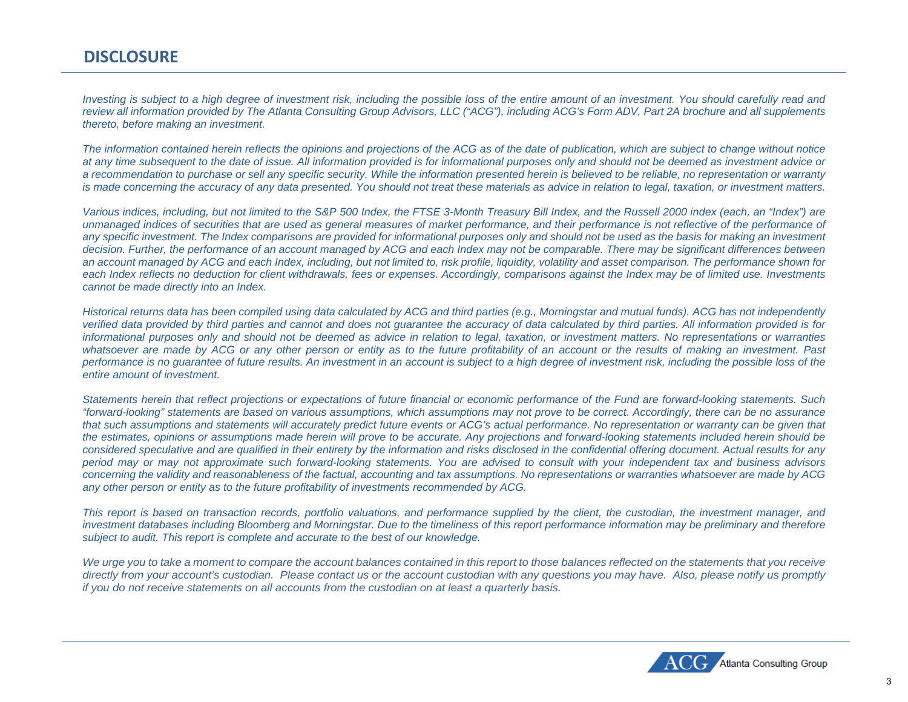## DISCLOSURE

*Investing is subject to a high degree of investment risk, including the possible loss of the entire amount of an investment. You should carefully read and review all information provided by The Atlanta Consulting Group Advisors, LLC ("ACG"), including ACG's Form ADV, Part 2A brochure and all supplements thereto, before making an investment.*

*The information contained herein reflects the opinions and projections of the ACG as of the date of publication, which are subject to change without notice at any time subsequent to the date of issue. All information provided is for informational purposes only and should not be deemed as investment advice or a recommendation to purchase or sell any specific security. While the information presented herein is believed to be reliable, no representation or warranty is made concerning the accuracy of any data presented. You should not treat these materials as advice in relation to legal, taxation, or investment matters.*

*Various indices, including, but not limited to the S&P 500 Index, the FTSE 3-Month Treasury Bill Index, and the Russell 2000 index (each, an "Index") are unmanaged indices of securities that are used as general measures of market performance, and their performance is not reflective of the performance of any specific investment. The Index comparisons are provided for informational purposes only and should not be used as the basis for making an investment decision. Further, the performance of an account managed by ACG and each Index may not be comparable. There may be significant differences between an account managed by ACG and each Index, including, but not limited to, risk profile, liquidity, volatility and asset comparison. The performance shown for each Index reflects no deduction for client withdrawals, fees or expenses. Accordingly, comparisons against the Index may be of limited use. Investments cannot be made directly into an Index.*

*Historical returns data has been compiled using data calculated by ACG and third parties (e.g., Morningstar and mutual funds). ACG has not independently verified data provided by third parties and cannot and does not guarantee the accuracy of data calculated by third parties. All information provided is for informational purposes only and should not be deemed as advice in relation to legal, taxation, or investment matters. No representations or warranties whatsoever are made by ACG or any other person or entity as to the future profitability of an account or the results of making an investment. Past performance is no guarantee of future results. An investment in an account is subject to a high degree of investment risk, including the possible loss of the entire amount of investment.*

*Statements herein that reflect projections or expectations of future financial or economic performance of the Fund are forward-looking statements. Such "forward-looking" statements are based on various assumptions, which assumptions may not prove to be correct. Accordingly, there can be no assurance that such assumptions and statements will accurately predict future events or ACG's actual performance. No representation or warranty can be given that the estimates, opinions or assumptions made herein will prove to be accurate. Any projections and forward-looking statements included herein should be considered speculative and are qualified in their entirety by the information and risks disclosed in the confidential offering document. Actual results for any period may or may not approximate such forward-looking statements. You are advised to consult with your independent tax and business advisors concerning the validity and reasonableness of the factual, accounting and tax assumptions. No representations or warranties whatsoever are made by ACG any other person or entity as to the future profitability of investments recommended by ACG.*

*This report is based on transaction records, portfolio valuations, and performance supplied by the client, the custodian, the investment manager, and investment databases including Bloomberg and Morningstar. Due to the timeliness of this report performance information may be preliminary and therefore subject to audit. This report is complete and accurate to the best of our knowledge.*

*We urge you to take a moment to compare the account balances contained in this report to those balances reflected on the statements that you receive directly from your account's custodian. Please contact us or the account custodian with any questions you may have. Also, please notify us promptly if you do not receive statements on all accounts from the custodian on at least a quarterly basis.*